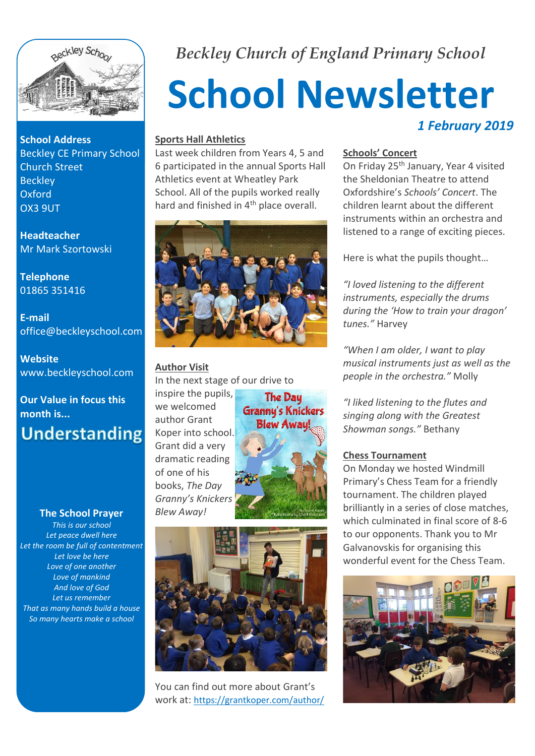*Beckley Church of England Primary School*

# School Newsletter

***1 February 2019***

**School Address**
Beckley CE Primary School
Church Street
Beckley
Oxford
OX3 9UT

**Headteacher**
Mr Mark Szortowski

**Telephone**
01865 351416

**E-mail**
office@beckleyschool.com

**Website**
www.beckleyschool.com

**Our Value in focus this month is...**

**Understanding**

**The School Prayer**

*This is our school*
*Let peace dwell here*
*Let the room be full of contentment*
*Let love be here*
*Love of one another*
*Love of mankind*
*And love of God*
*Let us remember*
*That as many hands build a house*
*So many hearts make a school*

## Sports Hall Athletics

Last week children from Years 4, 5 and 6 participated in the annual Sports Hall Athletics event at Wheatley Park School. All of the pupils worked really hard and finished in 4th place overall.

## Author Visit

In the next stage of our drive to inspire the pupils, we welcomed author Grant Koper into school. Grant did a very dramatic reading of one of his books, *The Day Granny's Knickers Blew Away!*

You can find out more about Grant's work at: https://grantkoper.com/author/

## Schools' Concert

On Friday 25th January, Year 4 visited the Sheldonian Theatre to attend Oxfordshire's *Schools' Concert*. The children learnt about the different instruments within an orchestra and listened to a range of exciting pieces.

Here is what the pupils thought…

*"I loved listening to the different instruments, especially the drums during the 'How to train your dragon' tunes."* Harvey

*"When I am older, I want to play musical instruments just as well as the people in the orchestra."* Molly

*"I liked listening to the flutes and singing along with the Greatest Showman songs."* Bethany

## Chess Tournament

On Monday we hosted Windmill Primary's Chess Team for a friendly tournament. The children played brilliantly in a series of close matches, which culminated in final score of 8-6 to our opponents. Thank you to Mr Galvanovskis for organising this wonderful event for the Chess Team.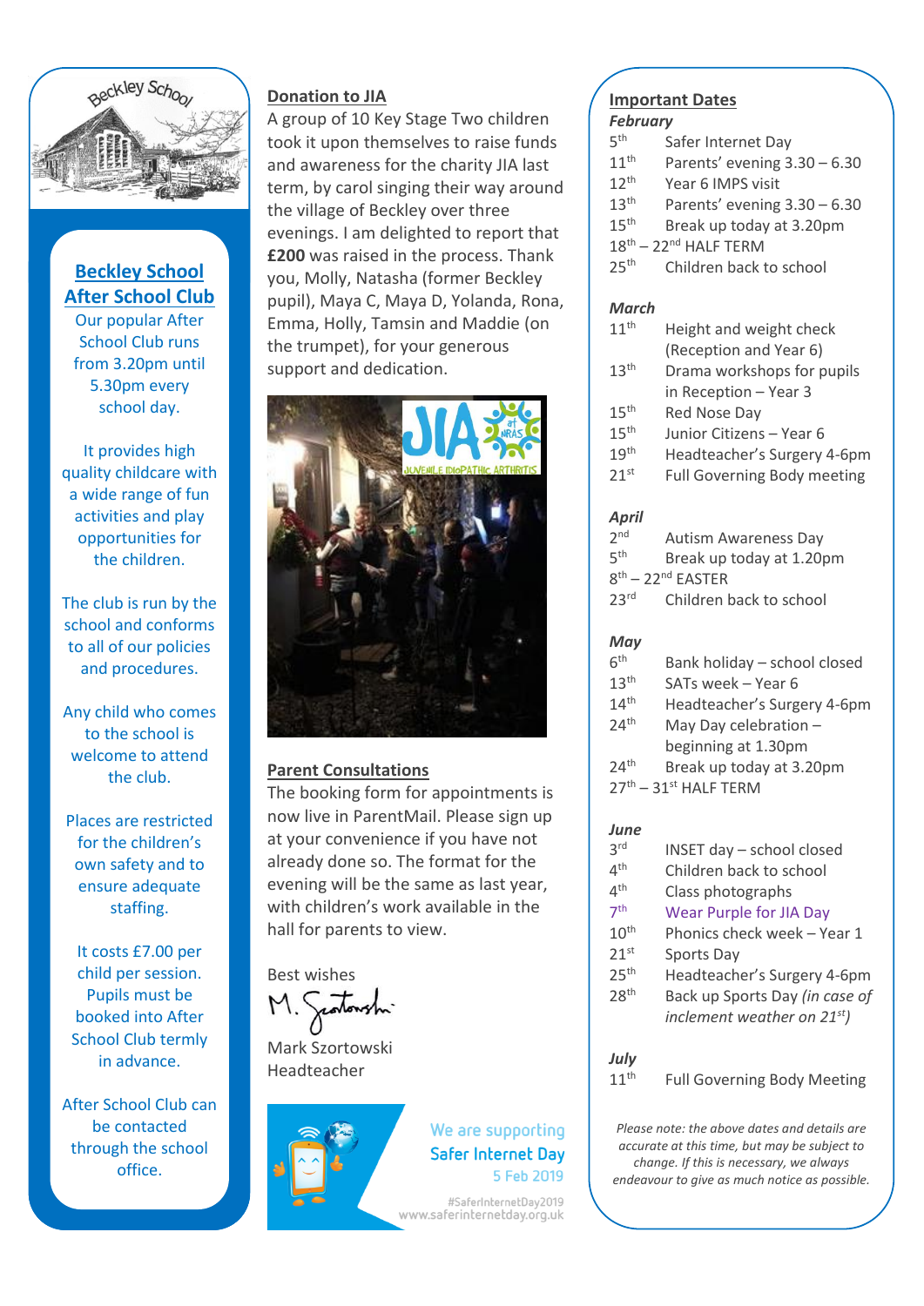## Beckley School After School Club

Our popular After School Club runs from 3.20pm until 5.30pm every school day.

It provides high quality childcare with a wide range of fun activities and play opportunities for the children.

The club is run by the school and conforms to all of our policies and procedures.

Any child who comes to the school is welcome to attend the club.

Places are restricted for the children's own safety and to ensure adequate staffing.

It costs £7.00 per child per session. Pupils must be booked into After School Club termly in advance.

After School Club can be contacted through the school office.

## Donation to JIA

A group of 10 Key Stage Two children took it upon themselves to raise funds and awareness for the charity JIA last term, by carol singing their way around the village of Beckley over three evenings. I am delighted to report that **£200** was raised in the process. Thank you, Molly, Natasha (former Beckley pupil), Maya C, Maya D, Yolanda, Rona, Emma, Holly, Tamsin and Maddie (on the trumpet), for your generous support and dedication.

## Parent Consultations

The booking form for appointments is now live in ParentMail. Please sign up at your convenience if you have not already done so. The format for the evening will be the same as last year, with children's work available in the hall for parents to view.

Best wishes

Mark Szortowski
Headteacher

We are supporting Safer Internet Day 5 Feb 2019

#SaferInternetDay2019
www.saferinternetday.org.uk

## Important Dates

***February***

| | |
|---|---|
| 5th | Safer Internet Day |
| 11th | Parents' evening 3.30 – 6.30 |
| 12th | Year 6 IMPS visit |
| 13th | Parents' evening 3.30 – 6.30 |
| 15th | Break up today at 3.20pm |
| 18th – 22nd | HALF TERM |
| 25th | Children back to school |

***March***

| | |
|---|---|
| 11th | Height and weight check (Reception and Year 6) |
| 13th | Drama workshops for pupils in Reception – Year 3 |
| 15th | Red Nose Day |
| 15th | Junior Citizens – Year 6 |
| 19th | Headteacher's Surgery 4-6pm |
| 21st | Full Governing Body meeting |

***April***

| | |
|---|---|
| 2nd | Autism Awareness Day |
| 5th | Break up today at 1.20pm |
| 8th – 22nd | EASTER |
| 23rd | Children back to school |

***May***

| | |
|---|---|
| 6th | Bank holiday – school closed |
| 13th | SATs week – Year 6 |
| 14th | Headteacher's Surgery 4-6pm |
| 24th | May Day celebration – beginning at 1.30pm |
| 24th | Break up today at 3.20pm |
| 27th – 31st | HALF TERM |

***June***

| | |
|---|---|
| 3rd | INSET day – school closed |
| 4th | Children back to school |
| 4th | Class photographs |
| 7th | Wear Purple for JIA Day |
| 10th | Phonics check week – Year 1 |
| 21st | Sports Day |
| 25th | Headteacher's Surgery 4-6pm |
| 28th | Back up Sports Day *(in case of inclement weather on 21st)* |

***July***

| | |
|---|---|
| 11th | Full Governing Body Meeting |

*Please note: the above dates and details are accurate at this time, but may be subject to change. If this is necessary, we always endeavour to give as much notice as possible.*